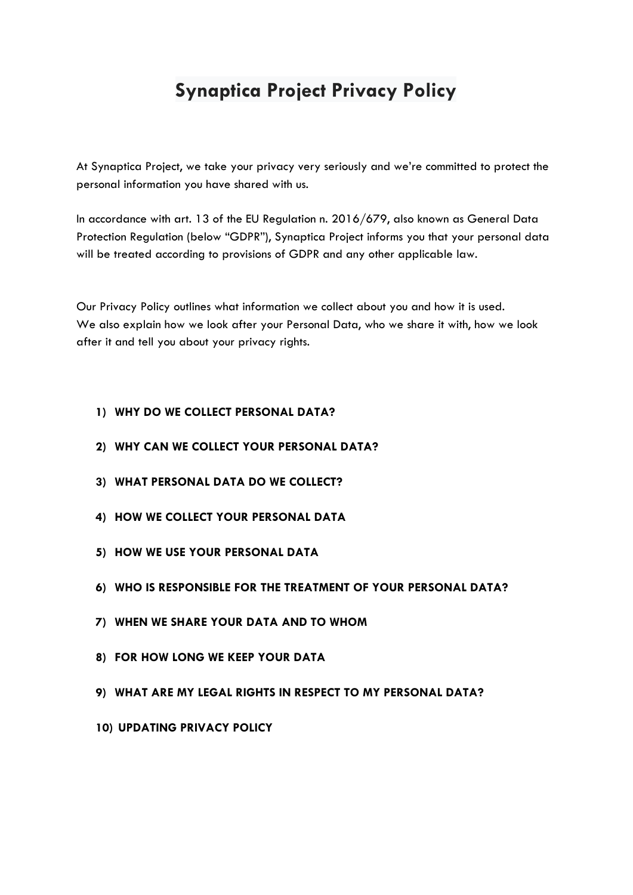# Synaptica Project Privacy Policy

At Synaptica Project, we take your privacy very seriously and we're committed to protect the personal information you have shared with us.

In accordance with art. 13 of the EU Regulation n. 2016/679, also known as General Data Protection Regulation (below "GDPR"), Synaptica Project informs you that your personal data will be treated according to provisions of GDPR and any other applicable law.

Our Privacy Policy outlines what information we collect about you and how it is used.
We also explain how we look after your Personal Data, who we share it with, how we look after it and tell you about your privacy rights.

1) **WHY DO WE COLLECT PERSONAL DATA?**
2) **WHY CAN WE COLLECT YOUR PERSONAL DATA?**
3) **WHAT PERSONAL DATA DO WE COLLECT?**
4) **HOW WE COLLECT YOUR PERSONAL DATA**
5) **HOW WE USE YOUR PERSONAL DATA**
6) **WHO IS RESPONSIBLE FOR THE TREATMENT OF YOUR PERSONAL DATA?**
7) **WHEN WE SHARE YOUR DATA AND TO WHOM**
8) **FOR HOW LONG WE KEEP YOUR DATA**
9) **WHAT ARE MY LEGAL RIGHTS IN RESPECT TO MY PERSONAL DATA?**
10) **UPDATING PRIVACY POLICY**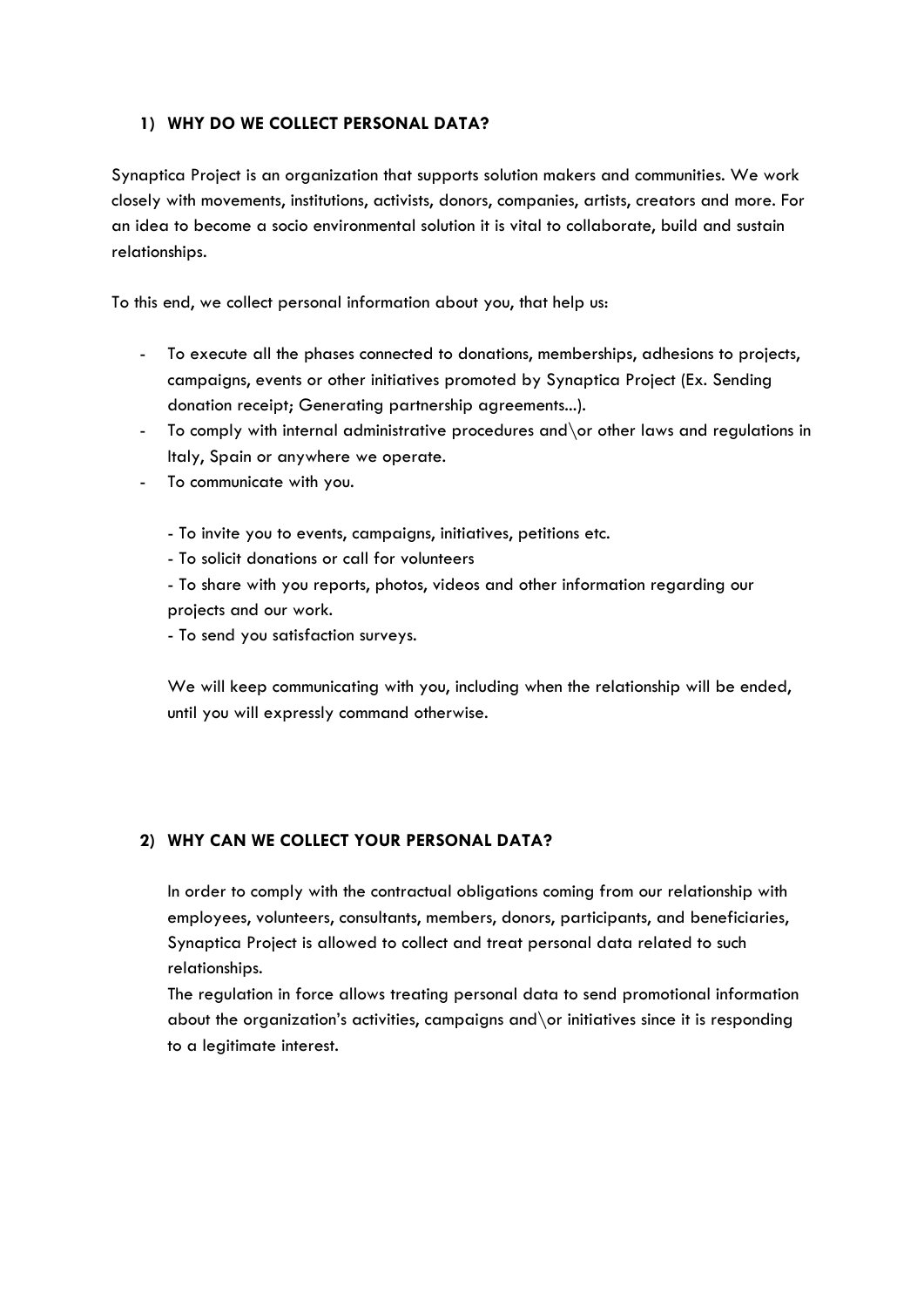## 1) WHY DO WE COLLECT PERSONAL DATA?

Synaptica Project is an organization that supports solution makers and communities. We work closely with movements, institutions, activists, donors, companies, artists, creators and more. For an idea to become a socio environmental solution it is vital to collaborate, build and sustain relationships.

To this end, we collect personal information about you, that help us:

- To execute all the phases connected to donations, memberships, adhesions to projects, campaigns, events or other initiatives promoted by Synaptica Project (Ex. Sending donation receipt; Generating partnership agreements...).
- To comply with internal administrative procedures and\or other laws and regulations in Italy, Spain or anywhere we operate.
- To communicate with you.
  - To invite you to events, campaigns, initiatives, petitions etc.
  - To solicit donations or call for volunteers
  - To share with you reports, photos, videos and other information regarding our projects and our work.
  - To send you satisfaction surveys.

  We will keep communicating with you, including when the relationship will be ended, until you will expressly command otherwise.

## 2) WHY CAN WE COLLECT YOUR PERSONAL DATA?

In order to comply with the contractual obligations coming from our relationship with employees, volunteers, consultants, members, donors, participants, and beneficiaries, Synaptica Project is allowed to collect and treat personal data related to such relationships.

The regulation in force allows treating personal data to send promotional information about the organization's activities, campaigns and\or initiatives since it is responding to a legitimate interest.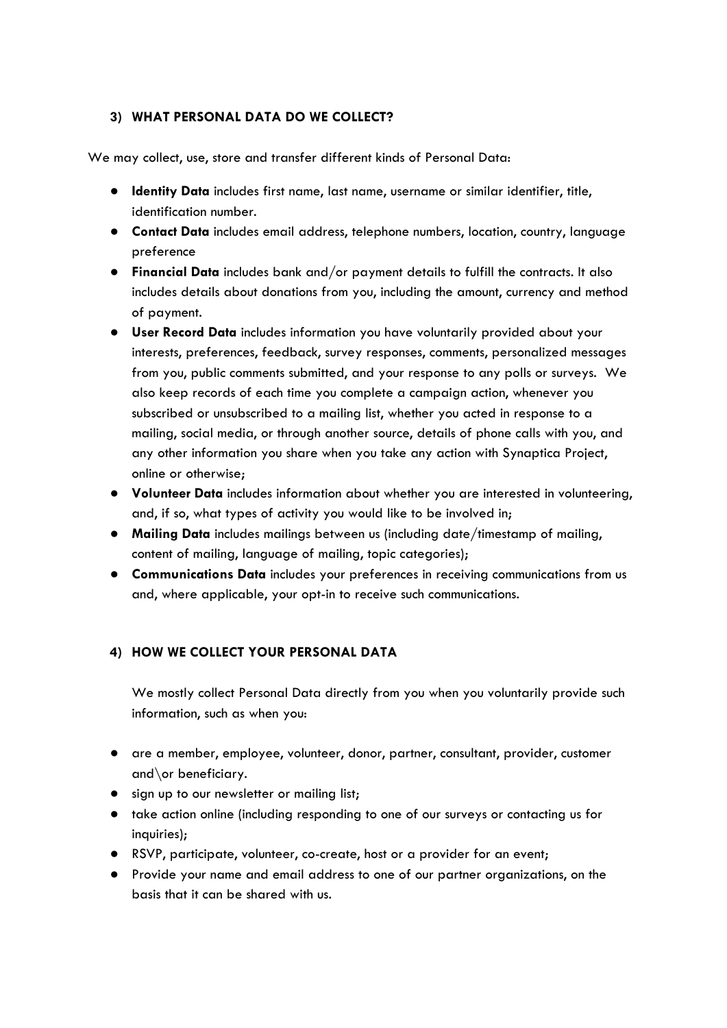## 3) WHAT PERSONAL DATA DO WE COLLECT?

We may collect, use, store and transfer different kinds of Personal Data:

- **Identity Data** includes first name, last name, username or similar identifier, title, identification number.
- **Contact Data** includes email address, telephone numbers, location, country, language preference
- **Financial Data** includes bank and/or payment details to fulfill the contracts. It also includes details about donations from you, including the amount, currency and method of payment.
- **User Record Data** includes information you have voluntarily provided about your interests, preferences, feedback, survey responses, comments, personalized messages from you, public comments submitted, and your response to any polls or surveys. We also keep records of each time you complete a campaign action, whenever you subscribed or unsubscribed to a mailing list, whether you acted in response to a mailing, social media, or through another source, details of phone calls with you, and any other information you share when you take any action with Synaptica Project, online or otherwise;
- **Volunteer Data** includes information about whether you are interested in volunteering, and, if so, what types of activity you would like to be involved in;
- **Mailing Data** includes mailings between us (including date/timestamp of mailing, content of mailing, language of mailing, topic categories);
- **Communications Data** includes your preferences in receiving communications from us and, where applicable, your opt-in to receive such communications.

## 4) HOW WE COLLECT YOUR PERSONAL DATA

We mostly collect Personal Data directly from you when you voluntarily provide such information, such as when you:

- are a member, employee, volunteer, donor, partner, consultant, provider, customer and\or beneficiary.
- sign up to our newsletter or mailing list;
- take action online (including responding to one of our surveys or contacting us for inquiries);
- RSVP, participate, volunteer, co-create, host or a provider for an event;
- Provide your name and email address to one of our partner organizations, on the basis that it can be shared with us.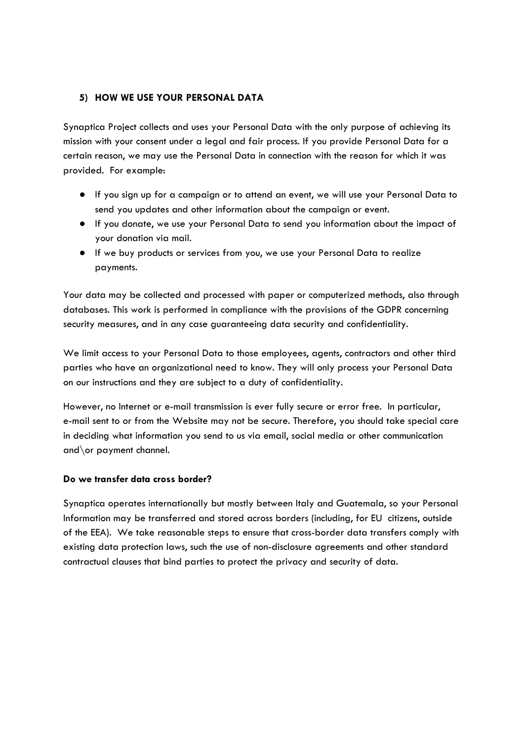## 5) HOW WE USE YOUR PERSONAL DATA

Synaptica Project collects and uses your Personal Data with the only purpose of achieving its mission with your consent under a legal and fair process. If you provide Personal Data for a certain reason, we may use the Personal Data in connection with the reason for which it was provided. For example:

- If you sign up for a campaign or to attend an event, we will use your Personal Data to send you updates and other information about the campaign or event.
- If you donate, we use your Personal Data to send you information about the impact of your donation via mail.
- If we buy products or services from you, we use your Personal Data to realize payments.

Your data may be collected and processed with paper or computerized methods, also through databases. This work is performed in compliance with the provisions of the GDPR concerning security measures, and in any case guaranteeing data security and confidentiality.

We limit access to your Personal Data to those employees, agents, contractors and other third parties who have an organizational need to know. They will only process your Personal Data on our instructions and they are subject to a duty of confidentiality.

However, no Internet or e-mail transmission is ever fully secure or error free. In particular, e-mail sent to or from the Website may not be secure. Therefore, you should take special care in deciding what information you send to us via email, social media or other communication and\or payment channel.

**Do we transfer data cross border?**

Synaptica operates internationally but mostly between Italy and Guatemala, so your Personal Information may be transferred and stored across borders (including, for EU citizens, outside of the EEA). We take reasonable steps to ensure that cross-border data transfers comply with existing data protection laws, such the use of non-disclosure agreements and other standard contractual clauses that bind parties to protect the privacy and security of data.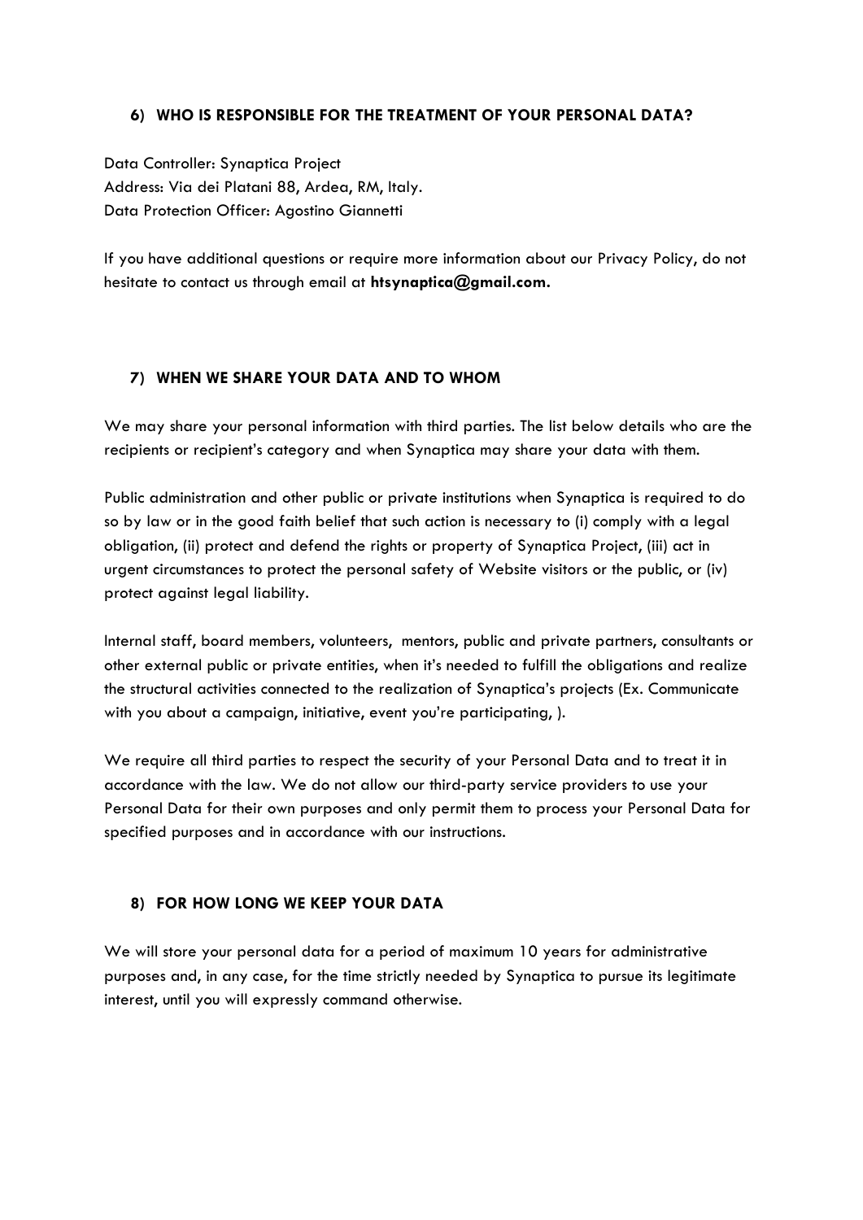## 6) WHO IS RESPONSIBLE FOR THE TREATMENT OF YOUR PERSONAL DATA?

Data Controller: Synaptica Project
Address: Via dei Platani 88, Ardea, RM, Italy.
Data Protection Officer: Agostino Giannetti

If you have additional questions or require more information about our Privacy Policy, do not hesitate to contact us through email at **htsynaptica@gmail.com.**

## 7) WHEN WE SHARE YOUR DATA AND TO WHOM

We may share your personal information with third parties. The list below details who are the recipients or recipient's category and when Synaptica may share your data with them.

Public administration and other public or private institutions when Synaptica is required to do so by law or in the good faith belief that such action is necessary to (i) comply with a legal obligation, (ii) protect and defend the rights or property of Synaptica Project, (iii) act in urgent circumstances to protect the personal safety of Website visitors or the public, or (iv) protect against legal liability.

Internal staff, board members, volunteers, mentors, public and private partners, consultants or other external public or private entities, when it's needed to fulfill the obligations and realize the structural activities connected to the realization of Synaptica's projects (Ex. Communicate with you about a campaign, initiative, event you're participating, ).

We require all third parties to respect the security of your Personal Data and to treat it in accordance with the law. We do not allow our third-party service providers to use your Personal Data for their own purposes and only permit them to process your Personal Data for specified purposes and in accordance with our instructions.

## 8) FOR HOW LONG WE KEEP YOUR DATA

We will store your personal data for a period of maximum 10 years for administrative purposes and, in any case, for the time strictly needed by Synaptica to pursue its legitimate interest, until you will expressly command otherwise.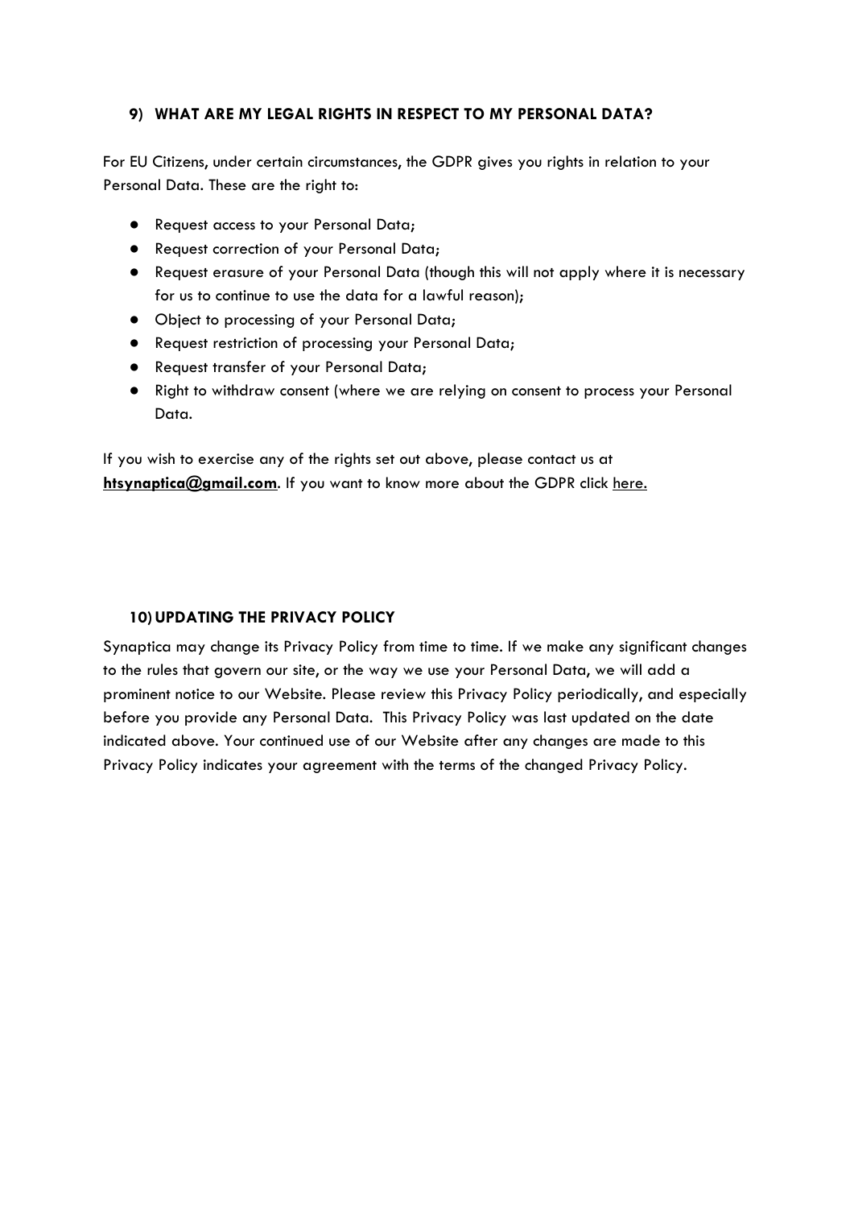## 9) WHAT ARE MY LEGAL RIGHTS IN RESPECT TO MY PERSONAL DATA?

For EU Citizens, under certain circumstances, the GDPR gives you rights in relation to your Personal Data. These are the right to:

- Request access to your Personal Data;
- Request correction of your Personal Data;
- Request erasure of your Personal Data (though this will not apply where it is necessary for us to continue to use the data for a lawful reason);
- Object to processing of your Personal Data;
- Request restriction of processing your Personal Data;
- Request transfer of your Personal Data;
- Right to withdraw consent (where we are relying on consent to process your Personal Data.

If you wish to exercise any of the rights set out above, please contact us at **htsynaptica@gmail.com**. If you want to know more about the GDPR click here.

## 10) UPDATING THE PRIVACY POLICY

Synaptica may change its Privacy Policy from time to time. If we make any significant changes to the rules that govern our site, or the way we use your Personal Data, we will add a prominent notice to our Website. Please review this Privacy Policy periodically, and especially before you provide any Personal Data. This Privacy Policy was last updated on the date indicated above. Your continued use of our Website after any changes are made to this Privacy Policy indicates your agreement with the terms of the changed Privacy Policy.